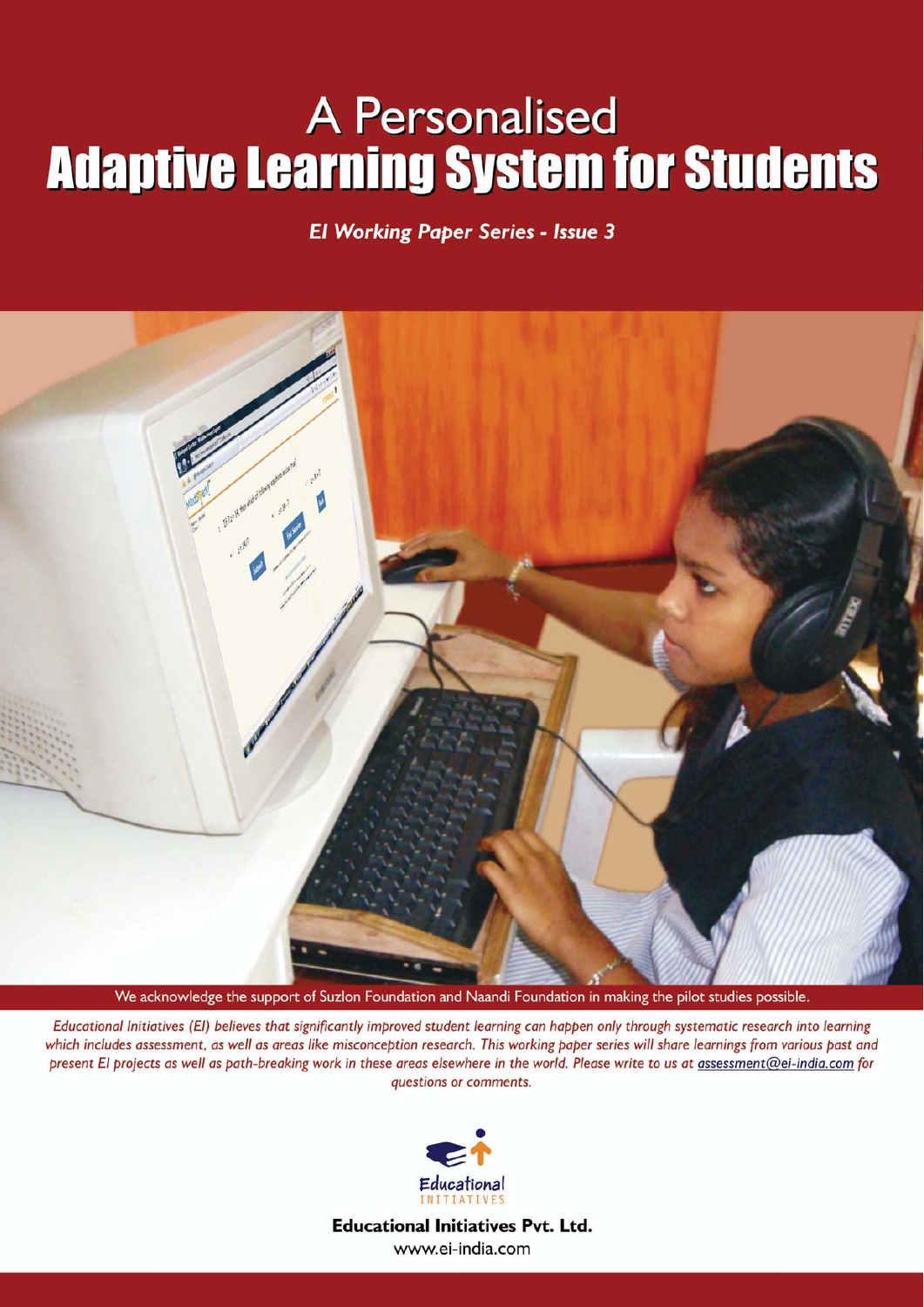# A Personalised Adaptive Learning System for Students

***EI Working Paper Series - Issue 3***

We acknowledge the support of Suzlon Foundation and Naandi Foundation in making the pilot studies possible.

*Educational Initiatives (EI) believes that significantly improved student learning can happen only through systematic research into learning which includes assessment, as well as areas like misconception research. This working paper series will share learnings from various past and present EI projects as well as path-breaking work in these areas elsewhere in the world. Please write to us at assessment@ei-india.com for questions or comments.*

Educational INITIATIVES

**Educational Initiatives Pvt. Ltd.**

www.ei-india.com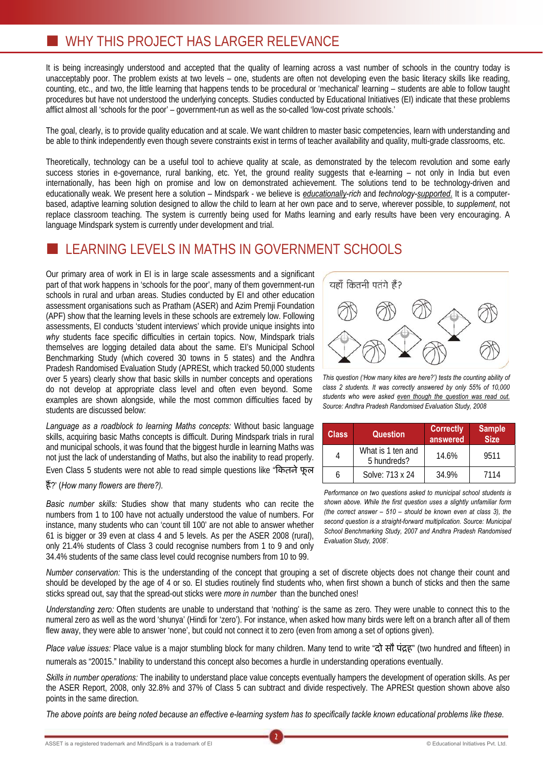## WHY THIS PROJECT HAS LARGER RELEVANCE

It is being increasingly understood and accepted that the quality of learning across a vast number of schools in the country today is unacceptably poor. The problem exists at two levels – one, students are often not developing even the basic literacy skills like reading, counting, etc., and two, the little learning that happens tends to be procedural or 'mechanical' learning – students are able to follow taught procedures but have not understood the underlying concepts. Studies conducted by Educational Initiatives (EI) indicate that these problems afflict almost all 'schools for the poor' – government-run as well as the so-called 'low-cost private schools.'

The goal, clearly, is to provide quality education and at scale. We want children to master basic competencies, learn with understanding and be able to think independently even though severe constraints exist in terms of teacher availability and quality, multi-grade classrooms, etc.

Theoretically, technology can be a useful tool to achieve quality at scale, as demonstrated by the telecom revolution and some early success stories in e-governance, rural banking, etc. Yet, the ground reality suggests that e-learning – not only in India but even internationally, has been high on promise and low on demonstrated achievement. The solutions tend to be technology-driven and educationally weak. We present here a solution – Mindspark - we believe is *educationally-rich* and *technology-supported*. It is a computer-based, adaptive learning solution designed to allow the child to learn at her own pace and to serve, wherever possible, to *supplement*, not replace classroom teaching. The system is currently being used for Maths learning and early results have been very encouraging. A language Mindspark system is currently under development and trial.

## LEARNING LEVELS IN MATHS IN GOVERNMENT SCHOOLS

Our primary area of work in EI is in large scale assessments and a significant part of that work happens in 'schools for the poor', many of them government-run schools in rural and urban areas. Studies conducted by EI and other education assessment organisations such as Pratham (ASER) and Azim Premji Foundation (APF) show that the learning levels in these schools are extremely low. Following assessments, EI conducts 'student interviews' which provide unique insights into *why* students face specific difficulties in certain topics. Now, Mindspark trials themselves are logging detailed data about the same. EI's Municipal School Benchmarking Study (which covered 30 towns in 5 states) and the Andhra Pradesh Randomised Evaluation Study (APRESt, which tracked 50,000 students over 5 years) clearly show that basic skills in number concepts and operations do not develop at appropriate class level and often even beyond. Some examples are shown alongside, while the most common difficulties faced by students are discussed below:

यहाँ कितनी पतंगे हैं?

*This question ('How many kites are here?') tests the counting ability of class 2 students. It was correctly answered by only 55% of 10,000 students who were asked even though the question was read out. Source: Andhra Pradesh Randomised Evaluation Study, 2008*

| Class | Question | Correctly answered | Sample Size |
|---|---|---|---|
| 4 | What is 1 ten and 5 hundreds? | 14.6% | 9511 |
| 6 | Solve: 713 x 24 | 34.9% | 7114 |

*Performance on two questions asked to municipal school students is shown above. While the first question uses a slightly unfamiliar form (the correct answer – 510 – should be known even at class 3), the second question is a straight-forward multiplication. Source: Municipal School Benchmarking Study, 2007 and Andhra Pradesh Randomised Evaluation Study, 2008'.*

*Language as a roadblock to learning Maths concepts:* Without basic language skills, acquiring basic Maths concepts is difficult. During Mindspark trials in rural and municipal schools, it was found that the biggest hurdle in learning Maths was not just the lack of understanding of Maths, but also the inability to read properly. Even Class 5 students were not able to read simple questions like "कितने फूल हैं?' (*How many flowers are there?).*

*Basic number skills:* Studies show that many students who can recite the numbers from 1 to 100 have not actually understood the value of numbers. For instance, many students who can 'count till 100' are not able to answer whether 61 is bigger or 39 even at class 4 and 5 levels. As per the ASER 2008 (rural), only 21.4% students of Class 3 could recognise numbers from 1 to 9 and only 34.4% students of the same class level could recognise numbers from 10 to 99.

*Number conservation:* This is the understanding of the concept that grouping a set of discrete objects does not change their count and should be developed by the age of 4 or so. EI studies routinely find students who, when first shown a bunch of sticks and then the same sticks spread out, say that the spread-out sticks were *more in number* than the bunched ones!

*Understanding zero:* Often students are unable to understand that 'nothing' is the same as zero. They were unable to connect this to the numeral zero as well as the word 'shunya' (Hindi for 'zero'). For instance, when asked how many birds were left on a branch after all of them flew away, they were able to answer 'none', but could not connect it to zero (even from among a set of options given).

*Place value issues:* Place value is a major stumbling block for many children. Many tend to write "दो सौ पंद्रह" (two hundred and fifteen) in numerals as "20015." Inability to understand this concept also becomes a hurdle in understanding operations eventually.

*Skills in number operations:* The inability to understand place value concepts eventually hampers the development of operation skills. As per the ASER Report, 2008, only 32.8% and 37% of Class 5 can subtract and divide respectively. The APRESt question shown above also points in the same direction.

*The above points are being noted because an effective e-learning system has to specifically tackle known educational problems like these.*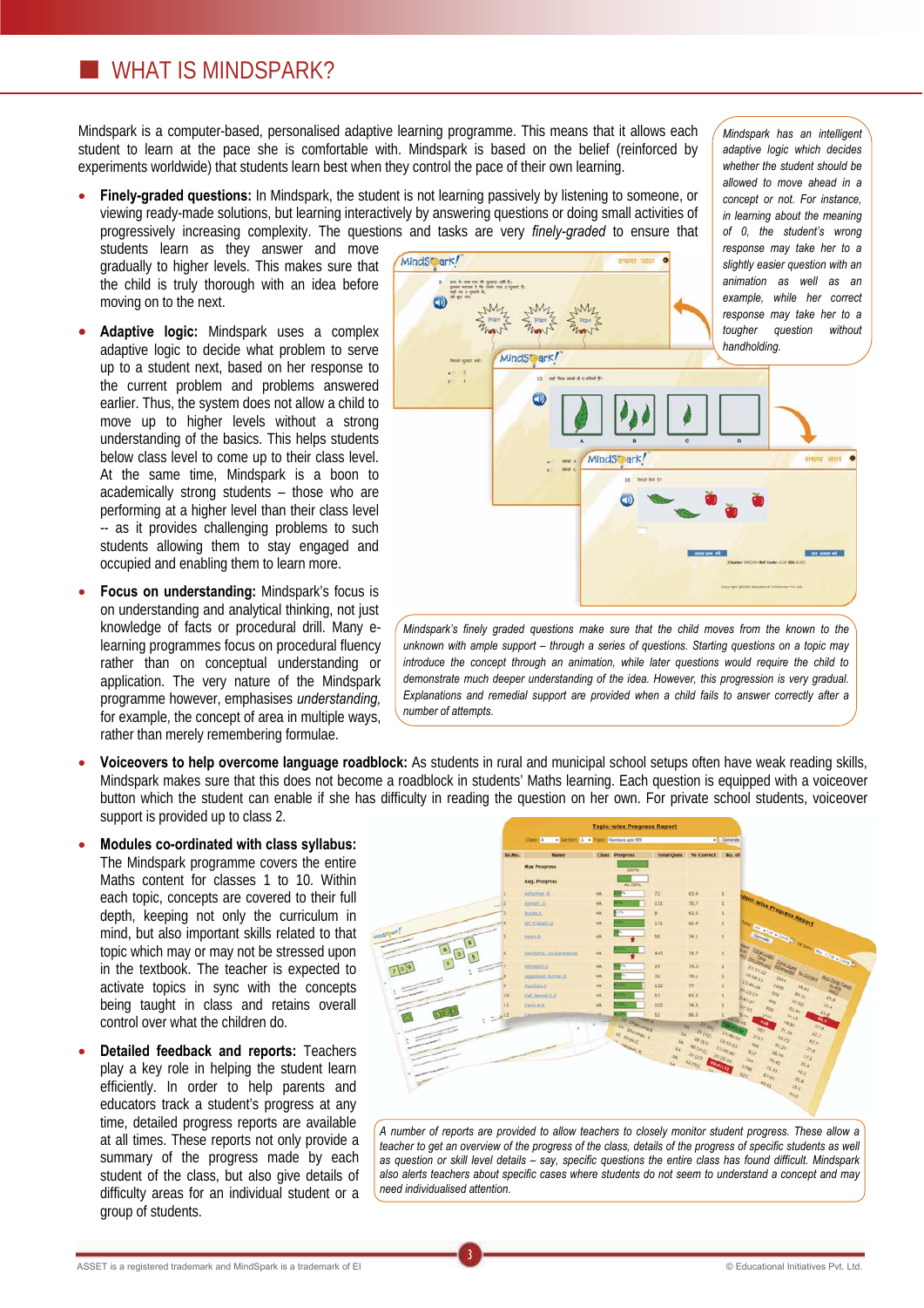# WHAT IS MINDSPARK?

Mindspark is a computer-based, personalised adaptive learning programme. This means that it allows each student to learn at the pace she is comfortable with. Mindspark is based on the belief (reinforced by experiments worldwide) that students learn best when they control the pace of their own learning.

*Mindspark has an intelligent adaptive logic which decides whether the student should be allowed to move ahead in a concept or not. For instance, in learning about the meaning of 0, the student's wrong response may take her to a slightly easier question with an animation as well as an example, while her correct response may take her to a tougher question without handholding.*

- **Finely-graded questions:** In Mindspark, the student is not learning passively by listening to someone, or viewing ready-made solutions, but learning interactively by answering questions or doing small activities of progressively increasing complexity. The questions and tasks are very *finely-graded* to ensure that students learn as they answer and move gradually to higher levels. This makes sure that the child is truly thorough with an idea before moving on to the next.

- **Adaptive logic:** Mindspark uses a complex adaptive logic to decide what problem to serve up to a student next, based on her response to the current problem and problems answered earlier. Thus, the system does not allow a child to move up to higher levels without a strong understanding of the basics. This helps students below class level to come up to their class level. At the same time, Mindspark is a boon to academically strong students – those who are performing at a higher level than their class level -- as it provides challenging problems to such students allowing them to stay engaged and occupied and enabling them to learn more.

- **Focus on understanding:** Mindspark's focus is on understanding and analytical thinking, not just knowledge of facts or procedural drill. Many e-learning programmes focus on procedural fluency rather than on conceptual understanding or application. The very nature of the Mindspark programme however, emphasises *understanding,* for example, the concept of area in multiple ways, rather than merely remembering formulae.

*Mindspark's finely graded questions make sure that the child moves from the known to the unknown with ample support – through a series of questions. Starting questions on a topic may introduce the concept through an animation, while later questions would require the child to demonstrate much deeper understanding of the idea. However, this progression is very gradual. Explanations and remedial support are provided when a child fails to answer correctly after a number of attempts.*

- **Voiceovers to help overcome language roadblock:** As students in rural and municipal school setups often have weak reading skills, Mindspark makes sure that this does not become a roadblock in students' Maths learning. Each question is equipped with a voiceover button which the student can enable if she has difficulty in reading the question on her own. For private school students, voiceover support is provided up to class 2.

- **Modules co-ordinated with class syllabus:** The Mindspark programme covers the entire Maths content for classes 1 to 10. Within each topic, concepts are covered to their full depth, keeping not only the curriculum in mind, but also important skills related to that topic which may or may not be stressed upon in the textbook. The teacher is expected to activate topics in sync with the concepts being taught in class and retains overall control over what the children do.

- **Detailed feedback and reports:** Teachers play a key role in helping the student learn efficiently. In order to help parents and educators track a student's progress at any time, detailed progress reports are available at all times. These reports not only provide a summary of the progress made by each student of the class, but also give details of difficulty areas for an individual student or a group of students.

*A number of reports are provided to allow teachers to closely monitor student progress. These allow a teacher to get an overview of the progress of the class, details of the progress of specific students as well as question or skill level details – say, specific questions the entire class has found difficult. Mindspark also alerts teachers about specific cases where students do not seem to understand a concept and may need individualised attention.*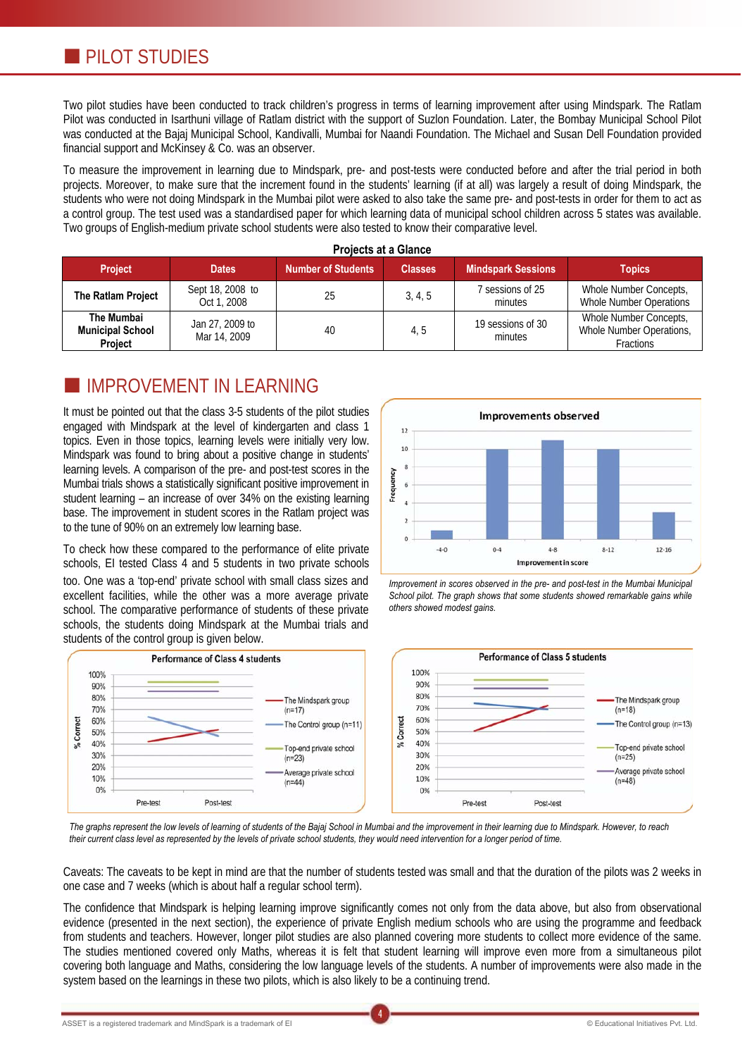## PILOT STUDIES

Two pilot studies have been conducted to track children's progress in terms of learning improvement after using Mindspark. The Ratlam Pilot was conducted in Isarthuni village of Ratlam district with the support of Suzlon Foundation. Later, the Bombay Municipal School Pilot was conducted at the Bajaj Municipal School, Kandivalli, Mumbai for Naandi Foundation. The Michael and Susan Dell Foundation provided financial support and McKinsey & Co. was an observer.

To measure the improvement in learning due to Mindspark, pre- and post-tests were conducted before and after the trial period in both projects. Moreover, to make sure that the increment found in the students' learning (if at all) was largely a result of doing Mindspark, the students who were not doing Mindspark in the Mumbai pilot were asked to also take the same pre- and post-tests in order for them to act as a control group. The test used was a standardised paper for which learning data of municipal school children across 5 states was available. Two groups of English-medium private school students were also tested to know their comparative level.

**Projects at a Glance**

| Project | Dates | Number of Students | Classes | Mindspark Sessions | Topics |
|---|---|---|---|---|---|
| **The Ratlam Project** | Sept 18, 2008 to Oct 1, 2008 | 25 | 3, 4, 5 | 7 sessions of 25 minutes | Whole Number Concepts, Whole Number Operations |
| **The Mumbai Municipal School Project** | Jan 27, 2009 to Mar 14, 2009 | 40 | 4, 5 | 19 sessions of 30 minutes | Whole Number Concepts, Whole Number Operations, Fractions |

## IMPROVEMENT IN LEARNING

It must be pointed out that the class 3-5 students of the pilot studies engaged with Mindspark at the level of kindergarten and class 1 topics. Even in those topics, learning levels were initially very low. Mindspark was found to bring about a positive change in students' learning levels. A comparison of the pre- and post-test scores in the Mumbai trials shows a statistically significant positive improvement in student learning – an increase of over 34% on the existing learning base. The improvement in student scores in the Ratlam project was to the tune of 90% on an extremely low learning base.

To check how these compared to the performance of elite private schools, EI tested Class 4 and 5 students in two private schools too. One was a 'top-end' private school with small class sizes and excellent facilities, while the other was a more average private school. The comparative performance of students of these private schools, the students doing Mindspark at the Mumbai trials and students of the control group is given below.

*Improvement in scores observed in the pre- and post-test in the Mumbai Municipal School pilot. The graph shows that some students showed remarkable gains while others showed modest gains.*

*The graphs represent the low levels of learning of students of the Bajaj School in Mumbai and the improvement in their learning due to Mindspark. However, to reach their current class level as represented by the levels of private school students, they would need intervention for a longer period of time.*

Caveats: The caveats to be kept in mind are that the number of students tested was small and that the duration of the pilots was 2 weeks in one case and 7 weeks (which is about half a regular school term).

The confidence that Mindspark is helping learning improve significantly comes not only from the data above, but also from observational evidence (presented in the next section), the experience of private English medium schools who are using the programme and feedback from students and teachers. However, longer pilot studies are also planned covering more students to collect more evidence of the same. The studies mentioned covered only Maths, whereas it is felt that student learning will improve even more from a simultaneous pilot covering both language and Maths, considering the low language levels of the students. A number of improvements were also made in the system based on the learnings in these two pilots, which is also likely to be a continuing trend.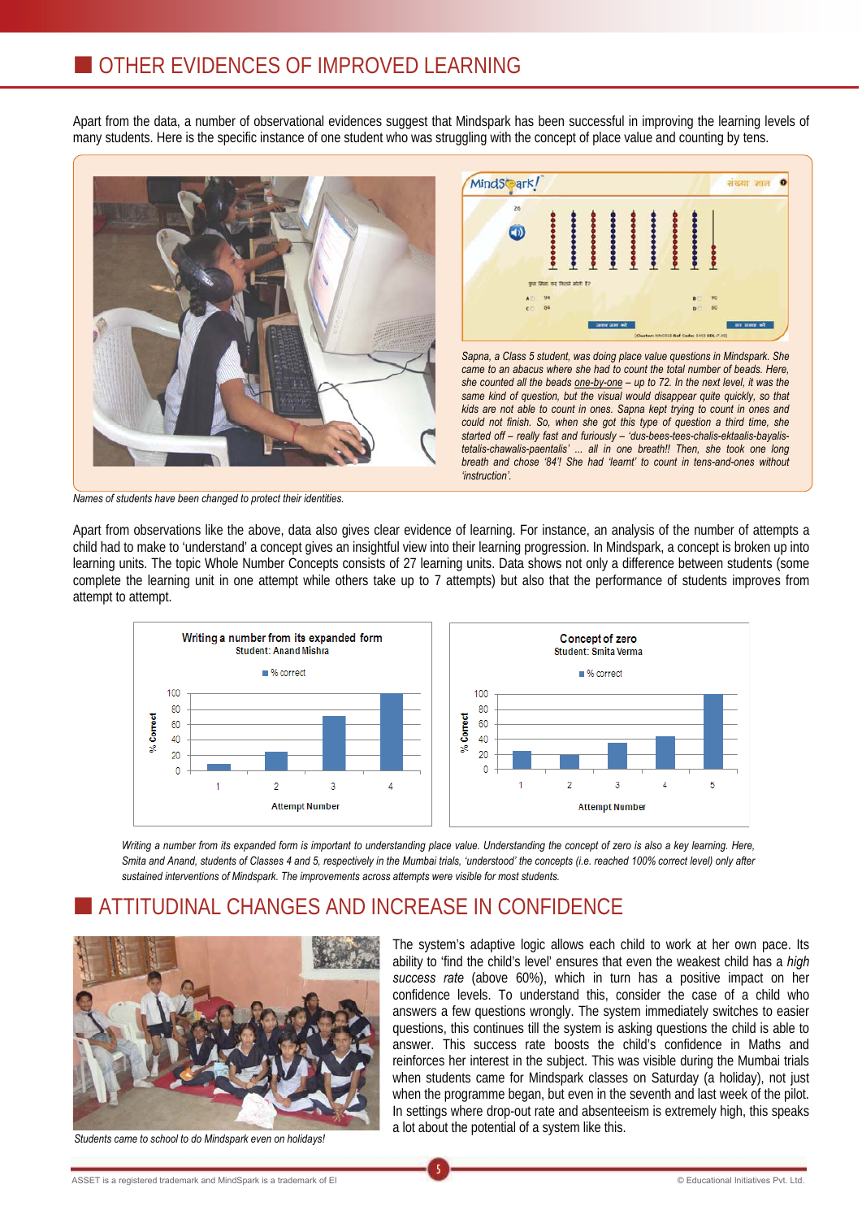## OTHER EVIDENCES OF IMPROVED LEARNING

Apart from the data, a number of observational evidences suggest that Mindspark has been successful in improving the learning levels of many students. Here is the specific instance of one student who was struggling with the concept of place value and counting by tens.

*Sapna, a Class 5 student, was doing place value questions in Mindspark. She came to an abacus where she had to count the total number of beads. Here, she counted all the beads one-by-one – up to 72. In the next level, it was the same kind of question, but the visual would disappear quite quickly, so that kids are not able to count in ones. Sapna kept trying to count in ones and could not finish. So, when she got this type of question a third time, she started off – really fast and furiously – 'dus-bees-tees-chalis-ektaalis-bayalis-tetalis-chawalis-paentalis' ... all in one breath!! Then, she took one long breath and chose '84'! She had 'learnt' to count in tens-and-ones without 'instruction'.*

*Names of students have been changed to protect their identities.*

Apart from observations like the above, data also gives clear evidence of learning. For instance, an analysis of the number of attempts a child had to make to 'understand' a concept gives an insightful view into their learning progression. In Mindspark, a concept is broken up into learning units. The topic Whole Number Concepts consists of 27 learning units. Data shows not only a difference between students (some complete the learning unit in one attempt while others take up to 7 attempts) but also that the performance of students improves from attempt to attempt.

**Writing a number from its expanded form**
Student: Anand Mishra

| Attempt Number | % correct |
|---|---|
| 1 | 8 |
| 2 | 24 |
| 3 | 71 |
| 4 | 100 |

**Concept of zero**
Student: Smita Verma

| Attempt Number | % correct |
|---|---|
| 1 | 24 |
| 2 | 19 |
| 3 | 35 |
| 4 | 43 |
| 5 | 100 |

*Writing a number from its expanded form is important to understanding place value. Understanding the concept of zero is also a key learning. Here, Smita and Anand, students of Classes 4 and 5, respectively in the Mumbai trials, 'understood' the concepts (i.e. reached 100% correct level) only after sustained interventions of Mindspark. The improvements across attempts were visible for most students.*

## ATTITUDINAL CHANGES AND INCREASE IN CONFIDENCE

*Students came to school to do Mindspark even on holidays!*

The system's adaptive logic allows each child to work at her own pace. Its ability to 'find the child's level' ensures that even the weakest child has a *high success rate* (above 60%), which in turn has a positive impact on her confidence levels. To understand this, consider the case of a child who answers a few questions wrongly. The system immediately switches to easier questions, this continues till the system is asking questions the child is able to answer. This success rate boosts the child's confidence in Maths and reinforces her interest in the subject. This was visible during the Mumbai trials when students came for Mindspark classes on Saturday (a holiday), not just when the programme began, but even in the seventh and last week of the pilot. In settings where drop-out rate and absenteeism is extremely high, this speaks a lot about the potential of a system like this.

ASSET is a registered trademark and MindSpark is a trademark of EI

© Educational Initiatives Pvt. Ltd.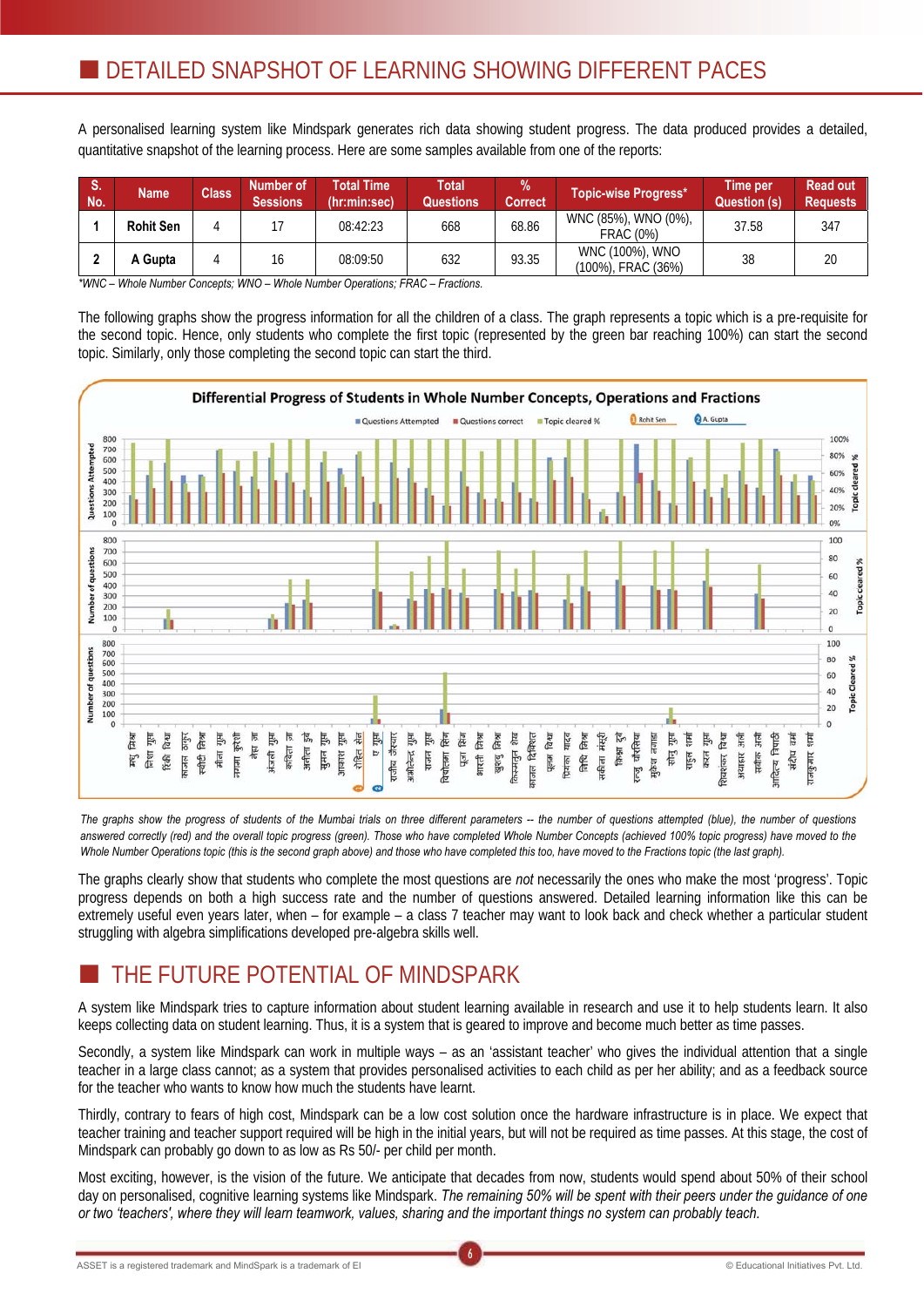## DETAILED SNAPSHOT OF LEARNING SHOWING DIFFERENT PACES

A personalised learning system like Mindspark generates rich data showing student progress. The data produced provides a detailed, quantitative snapshot of the learning process. Here are some samples available from one of the reports:

| S. No. | Name | Class | Number of Sessions | Total Time (hr:min:sec) | Total Questions | % Correct | Topic-wise Progress* | Time per Question (s) | Read out Requests |
|---|---|---|---|---|---|---|---|---|---|
| 1 | **Rohit Sen** | 4 | 17 | 08:42:23 | 668 | 68.86 | WNC (85%), WNO (0%), FRAC (0%) | 37.58 | 347 |
| 2 | **A Gupta** | 4 | 16 | 08:09:50 | 632 | 93.35 | WNC (100%), WNO (100%), FRAC (36%) | 38 | 20 |

*\*WNC – Whole Number Concepts; WNO – Whole Number Operations; FRAC – Fractions.*

The following graphs show the progress information for all the children of a class. The graph represents a topic which is a pre-requisite for the second topic. Hence, only students who complete the first topic (represented by the green bar reaching 100%) can start the second topic. Similarly, only those completing the second topic can start the third.

**Differential Progress of Students in Whole Number Concepts, Operations and Fractions**

*The graphs show the progress of students of the Mumbai trials on three different parameters -- the number of questions attempted (blue), the number of questions answered correctly (red) and the overall topic progress (green). Those who have completed Whole Number Concepts (achieved 100% topic progress) have moved to the Whole Number Operations topic (this is the second graph above) and those who have completed this too, have moved to the Fractions topic (the last graph).*

The graphs clearly show that students who complete the most questions are *not* necessarily the ones who make the most 'progress'. Topic progress depends on both a high success rate and the number of questions answered. Detailed learning information like this can be extremely useful even years later, when – for example – a class 7 teacher may want to look back and check whether a particular student struggling with algebra simplifications developed pre-algebra skills well.

## THE FUTURE POTENTIAL OF MINDSPARK

A system like Mindspark tries to capture information about student learning available in research and use it to help students learn. It also keeps collecting data on student learning. Thus, it is a system that is geared to improve and become much better as time passes.

Secondly, a system like Mindspark can work in multiple ways – as an 'assistant teacher' who gives the individual attention that a single teacher in a large class cannot; as a system that provides personalised activities to each child as per her ability; and as a feedback source for the teacher who wants to know how much the students have learnt.

Thirdly, contrary to fears of high cost, Mindspark can be a low cost solution once the hardware infrastructure is in place. We expect that teacher training and teacher support required will be high in the initial years, but will not be required as time passes. At this stage, the cost of Mindspark can probably go down to as low as Rs 50/- per child per month.

Most exciting, however, is the vision of the future. We anticipate that decades from now, students would spend about 50% of their school day on personalised, cognitive learning systems like Mindspark. *The remaining 50% will be spent with their peers under the guidance of one or two 'teachers', where they will learn teamwork, values, sharing and the important things no system can probably teach.*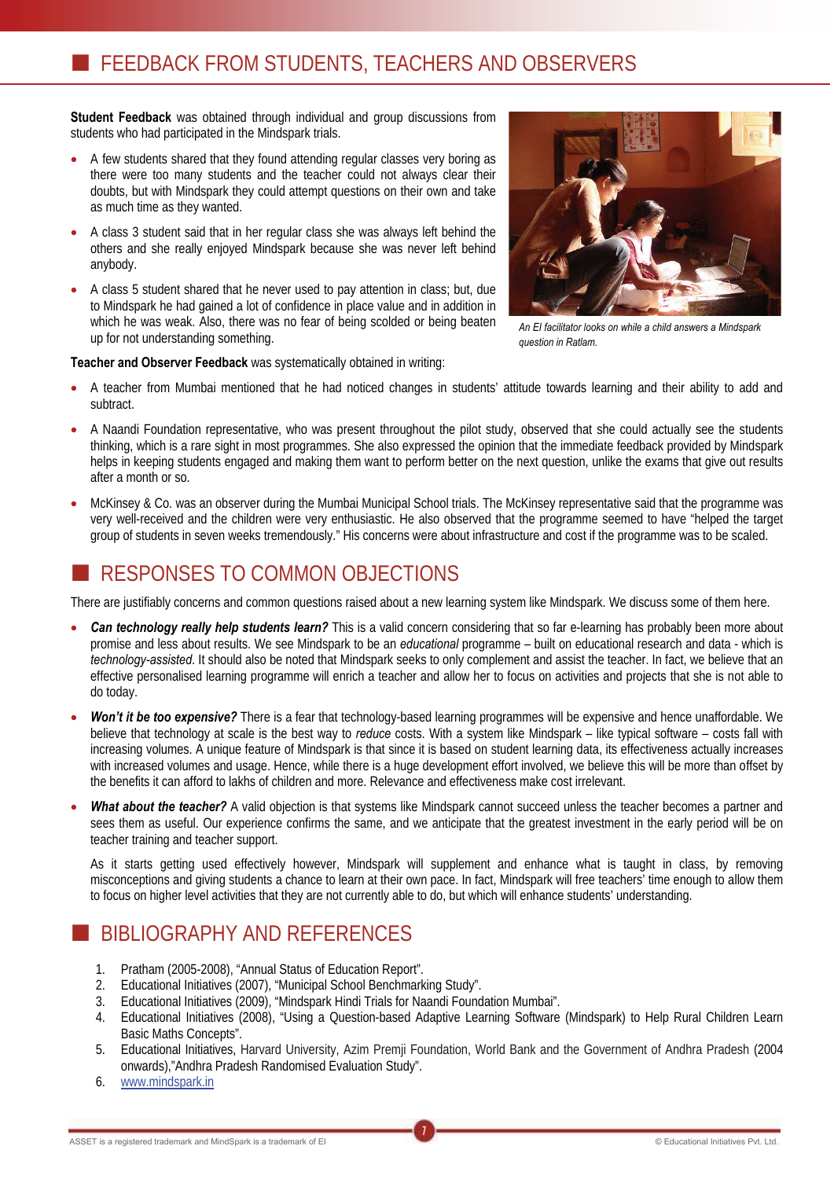## FEEDBACK FROM STUDENTS, TEACHERS AND OBSERVERS

**Student Feedback** was obtained through individual and group discussions from students who had participated in the Mindspark trials.

- A few students shared that they found attending regular classes very boring as there were too many students and the teacher could not always clear their doubts, but with Mindspark they could attempt questions on their own and take as much time as they wanted.
- A class 3 student said that in her regular class she was always left behind the others and she really enjoyed Mindspark because she was never left behind anybody.
- A class 5 student shared that he never used to pay attention in class; but, due to Mindspark he had gained a lot of confidence in place value and in addition in which he was weak. Also, there was no fear of being scolded or being beaten up for not understanding something.

*An EI facilitator looks on while a child answers a Mindspark question in Ratlam.*

**Teacher and Observer Feedback** was systematically obtained in writing:

- A teacher from Mumbai mentioned that he had noticed changes in students' attitude towards learning and their ability to add and subtract.
- A Naandi Foundation representative, who was present throughout the pilot study, observed that she could actually see the students thinking, which is a rare sight in most programmes. She also expressed the opinion that the immediate feedback provided by Mindspark helps in keeping students engaged and making them want to perform better on the next question, unlike the exams that give out results after a month or so.
- McKinsey & Co. was an observer during the Mumbai Municipal School trials. The McKinsey representative said that the programme was very well-received and the children were very enthusiastic. He also observed that the programme seemed to have "helped the target group of students in seven weeks tremendously." His concerns were about infrastructure and cost if the programme was to be scaled.

## RESPONSES TO COMMON OBJECTIONS

There are justifiably concerns and common questions raised about a new learning system like Mindspark. We discuss some of them here.

- ***Can technology really help students learn?*** This is a valid concern considering that so far e-learning has probably been more about promise and less about results. We see Mindspark to be an *educational* programme – built on educational research and data - which is *technology-assisted*. It should also be noted that Mindspark seeks to only complement and assist the teacher. In fact, we believe that an effective personalised learning programme will enrich a teacher and allow her to focus on activities and projects that she is not able to do today.
- ***Won't it be too expensive?*** There is a fear that technology-based learning programmes will be expensive and hence unaffordable. We believe that technology at scale is the best way to *reduce* costs. With a system like Mindspark – like typical software – costs fall with increasing volumes. A unique feature of Mindspark is that since it is based on student learning data, its effectiveness actually increases with increased volumes and usage. Hence, while there is a huge development effort involved, we believe this will be more than offset by the benefits it can afford to lakhs of children and more. Relevance and effectiveness make cost irrelevant.
- ***What about the teacher?*** A valid objection is that systems like Mindspark cannot succeed unless the teacher becomes a partner and sees them as useful. Our experience confirms the same, and we anticipate that the greatest investment in the early period will be on teacher training and teacher support.

  As it starts getting used effectively however, Mindspark will supplement and enhance what is taught in class, by removing misconceptions and giving students a chance to learn at their own pace. In fact, Mindspark will free teachers' time enough to allow them to focus on higher level activities that they are not currently able to do, but which will enhance students' understanding.

## BIBLIOGRAPHY AND REFERENCES

1. Pratham (2005-2008), "Annual Status of Education Report".
2. Educational Initiatives (2007), "Municipal School Benchmarking Study".
3. Educational Initiatives (2009), "Mindspark Hindi Trials for Naandi Foundation Mumbai".
4. Educational Initiatives (2008), "Using a Question-based Adaptive Learning Software (Mindspark) to Help Rural Children Learn Basic Maths Concepts".
5. Educational Initiatives, Harvard University, Azim Premji Foundation, World Bank and the Government of Andhra Pradesh (2004 onwards),"Andhra Pradesh Randomised Evaluation Study".
6. www.mindspark.in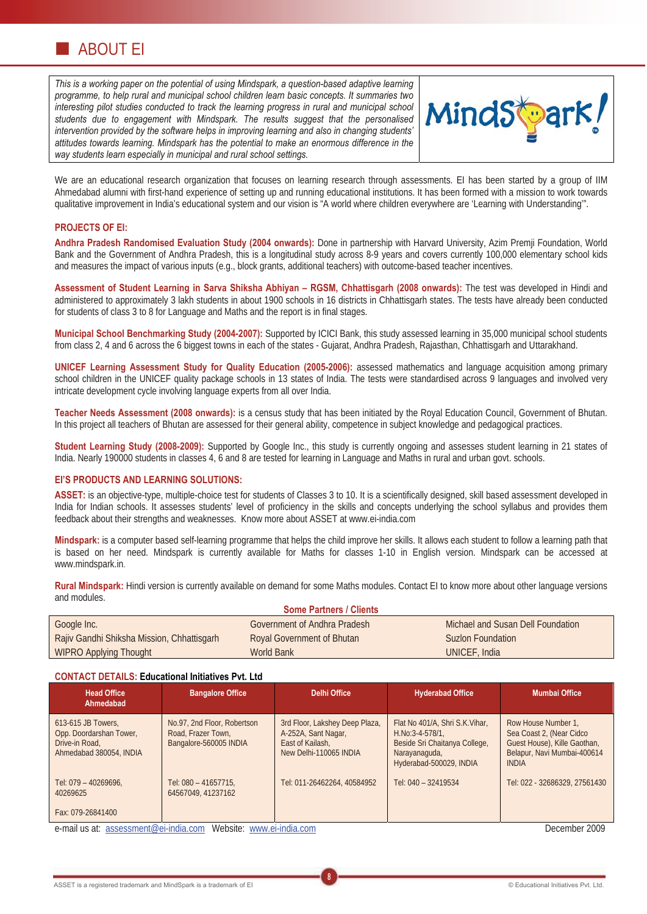# ABOUT EI

*This is a working paper on the potential of using Mindspark, a question-based adaptive learning programme, to help rural and municipal school children learn basic concepts. It summaries two interesting pilot studies conducted to track the learning progress in rural and municipal school students due to engagement with Mindspark. The results suggest that the personalised intervention provided by the software helps in improving learning and also in changing students' attitudes towards learning. Mindspark has the potential to make an enormous difference in the way students learn especially in municipal and rural school settings.*

We are an educational research organization that focuses on learning research through assessments. EI has been started by a group of IIM Ahmedabad alumni with first-hand experience of setting up and running educational institutions. It has been formed with a mission to work towards qualitative improvement in India's educational system and our vision is "A world where children everywhere are 'Learning with Understanding'".

## PROJECTS OF EI:

**Andhra Pradesh Randomised Evaluation Study (2004 onwards):** Done in partnership with Harvard University, Azim Premji Foundation, World Bank and the Government of Andhra Pradesh, this is a longitudinal study across 8-9 years and covers currently 100,000 elementary school kids and measures the impact of various inputs (e.g., block grants, additional teachers) with outcome-based teacher incentives.

**Assessment of Student Learning in Sarva Shiksha Abhiyan – RGSM, Chhattisgarh (2008 onwards):** The test was developed in Hindi and administered to approximately 3 lakh students in about 1900 schools in 16 districts in Chhattisgarh states. The tests have already been conducted for students of class 3 to 8 for Language and Maths and the report is in final stages.

**Municipal School Benchmarking Study (2004-2007):** Supported by ICICI Bank, this study assessed learning in 35,000 municipal school students from class 2, 4 and 6 across the 6 biggest towns in each of the states - Gujarat, Andhra Pradesh, Rajasthan, Chhattisgarh and Uttarakhand.

**UNICEF Learning Assessment Study for Quality Education (2005-2006):** assessed mathematics and language acquisition among primary school children in the UNICEF quality package schools in 13 states of India. The tests were standardised across 9 languages and involved very intricate development cycle involving language experts from all over India.

**Teacher Needs Assessment (2008 onwards):** is a census study that has been initiated by the Royal Education Council, Government of Bhutan. In this project all teachers of Bhutan are assessed for their general ability, competence in subject knowledge and pedagogical practices.

**Student Learning Study (2008-2009):** Supported by Google Inc., this study is currently ongoing and assesses student learning in 21 states of India. Nearly 190000 students in classes 4, 6 and 8 are tested for learning in Language and Maths in rural and urban govt. schools.

## EI'S PRODUCTS AND LEARNING SOLUTIONS:

**ASSET:** is an objective-type, multiple-choice test for students of Classes 3 to 10. It is a scientifically designed, skill based assessment developed in India for Indian schools. It assesses students' level of proficiency in the skills and concepts underlying the school syllabus and provides them feedback about their strengths and weaknesses. Know more about ASSET at www.ei-india.com

**Mindspark:** is a computer based self-learning programme that helps the child improve her skills. It allows each student to follow a learning path that is based on her need. Mindspark is currently available for Maths for classes 1-10 in English version. Mindspark can be accessed at www.mindspark.in.

**Rural Mindspark:** Hindi version is currently available on demand for some Maths modules. Contact EI to know more about other language versions and modules.

**Some Partners / Clients**

| | | |
|---|---|---|
| Google Inc. | Government of Andhra Pradesh | Michael and Susan Dell Foundation |
| Rajiv Gandhi Shiksha Mission, Chhattisgarh | Royal Government of Bhutan | Suzlon Foundation |
| WIPRO Applying Thought | World Bank | UNICEF, India |

**CONTACT DETAILS: Educational Initiatives Pvt. Ltd**

| Head Office Ahmedabad | Bangalore Office | Delhi Office | Hyderabad Office | Mumbai Office |
|---|---|---|---|---|
| 613-615 JB Towers, Opp. Doordarshan Tower, Drive-in Road, Ahmedabad 380054, INDIA | No.97, 2nd Floor, Robertson Road, Frazer Town, Bangalore-560005 INDIA | 3rd Floor, Lakshey Deep Plaza, A-252A, Sant Nagar, East of Kailash, New Delhi-110065 INDIA | Flat No 401/A, Shri S.K.Vihar, H.No:3-4-578/1, Beside Sri Chaitanya College, Narayanaguda, Hyderabad-500029, INDIA | Row House Number 1, Sea Coast 2, (Near Cidco Guest House), Kille Gaothan, Belapur, Navi Mumbai-400614 INDIA |
| Tel: 079 – 40269696, 40269625<br>Fax: 079-26841400 | Tel: 080 – 41657715, 64567049, 41237162 | Tel: 011-26462264, 40584952 | Tel: 040 – 32419534 | Tel: 022 - 32686329, 27561430 |

e-mail us at: assessment@ei-india.com Website: www.ei-india.com

December 2009

ASSET is a registered trademark and MindSpark is a trademark of EI

© Educational Initiatives Pvt. Ltd.